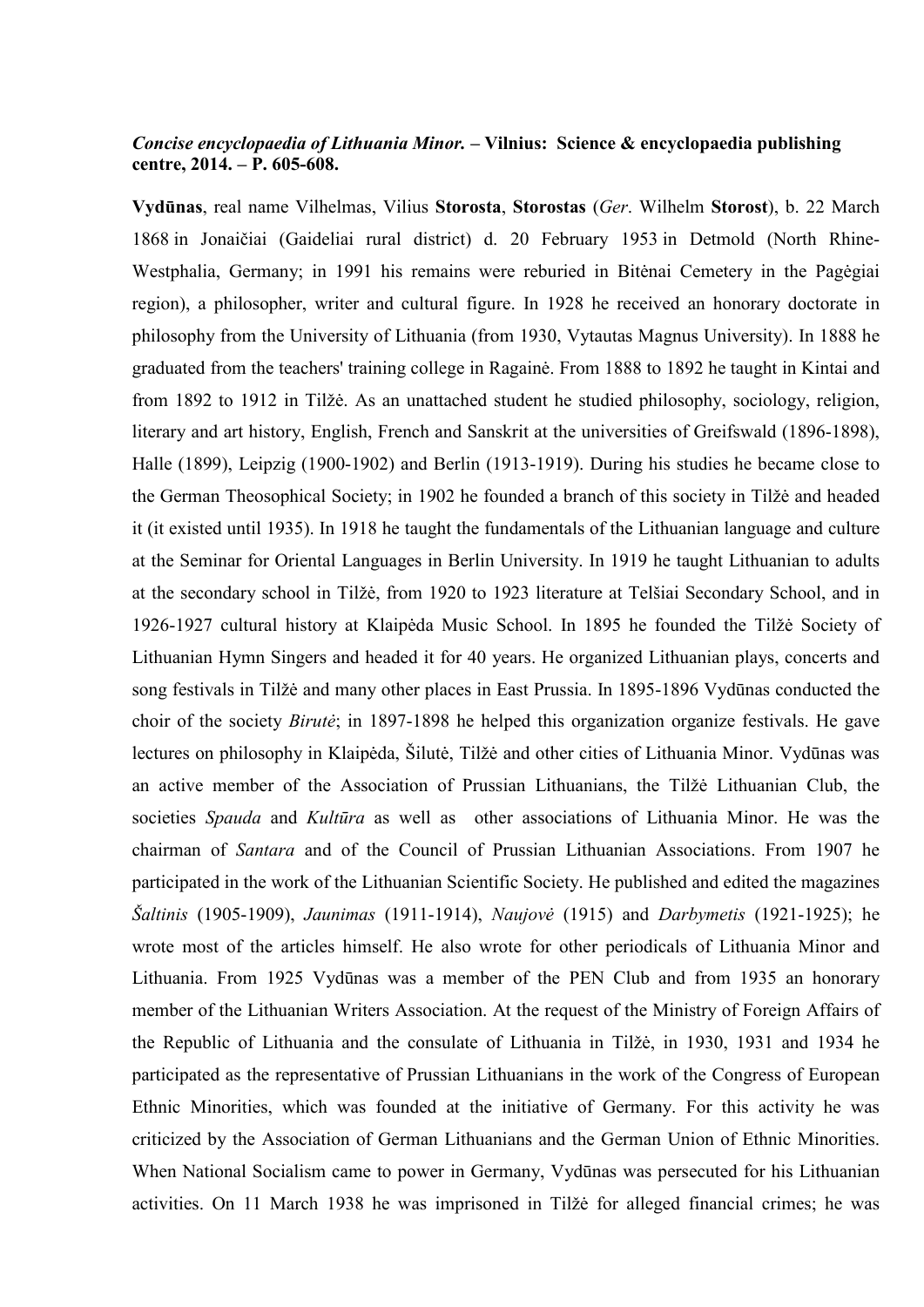***Concise encyclopaedia of Lithuania Minor.* – Vilnius: Science & encyclopaedia publishing centre, 2014. – P. 605-608.**

**Vydūnas**, real name Vilhelmas, Vilius **Storosta**, **Storostas** (*Ger*. Wilhelm **Storost**), b. 22 March 1868 in Jonaičiai (Gaideliai rural district) d. 20 February 1953 in Detmold (North Rhine-Westphalia, Germany; in 1991 his remains were reburied in Bitėnai Cemetery in the Pagėgiai region), a philosopher, writer and cultural figure. In 1928 he received an honorary doctorate in philosophy from the University of Lithuania (from 1930, Vytautas Magnus University). In 1888 he graduated from the teachers' training college in Ragainė. From 1888 to 1892 he taught in Kintai and from 1892 to 1912 in Tilžė. As an unattached student he studied philosophy, sociology, religion, literary and art history, English, French and Sanskrit at the universities of Greifswald (1896-1898), Halle (1899), Leipzig (1900-1902) and Berlin (1913-1919). During his studies he became close to the German Theosophical Society; in 1902 he founded a branch of this society in Tilžė and headed it (it existed until 1935). In 1918 he taught the fundamentals of the Lithuanian language and culture at the Seminar for Oriental Languages in Berlin University. In 1919 he taught Lithuanian to adults at the secondary school in Tilžė, from 1920 to 1923 literature at Telšiai Secondary School, and in 1926-1927 cultural history at Klaipėda Music School. In 1895 he founded the Tilžė Society of Lithuanian Hymn Singers and headed it for 40 years. He organized Lithuanian plays, concerts and song festivals in Tilžė and many other places in East Prussia. In 1895-1896 Vydūnas conducted the choir of the society *Birutė*; in 1897-1898 he helped this organization organize festivals. He gave lectures on philosophy in Klaipėda, Šilutė, Tilžė and other cities of Lithuania Minor. Vydūnas was an active member of the Association of Prussian Lithuanians, the Tilžė Lithuanian Club, the societies *Spauda* and *Kultūra* as well as other associations of Lithuania Minor. He was the chairman of *Santara* and of the Council of Prussian Lithuanian Associations. From 1907 he participated in the work of the Lithuanian Scientific Society. He published and edited the magazines *Šaltinis* (1905-1909), *Jaunimas* (1911-1914), *Naujovė* (1915) and *Darbymetis* (1921-1925); he wrote most of the articles himself. He also wrote for other periodicals of Lithuania Minor and Lithuania. From 1925 Vydūnas was a member of the PEN Club and from 1935 an honorary member of the Lithuanian Writers Association. At the request of the Ministry of Foreign Affairs of the Republic of Lithuania and the consulate of Lithuania in Tilžė, in 1930, 1931 and 1934 he participated as the representative of Prussian Lithuanians in the work of the Congress of European Ethnic Minorities, which was founded at the initiative of Germany. For this activity he was criticized by the Association of German Lithuanians and the German Union of Ethnic Minorities. When National Socialism came to power in Germany, Vydūnas was persecuted for his Lithuanian activities. On 11 March 1938 he was imprisoned in Tilžė for alleged financial crimes; he was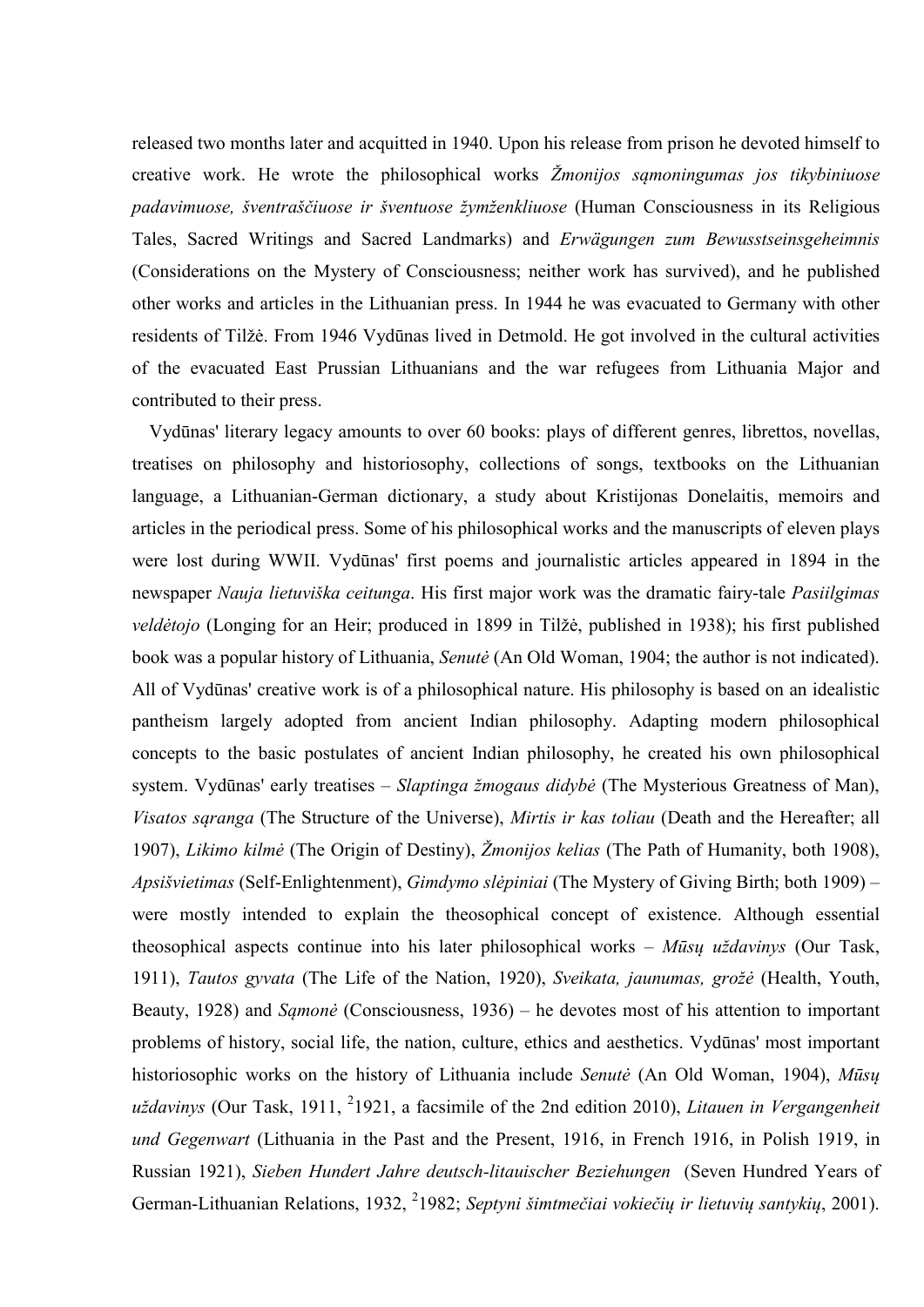released two months later and acquitted in 1940. Upon his release from prison he devoted himself to creative work. He wrote the philosophical works *Žmonijos sąmoningumas jos tikybiniuose padavimuose, šventraščiuose ir šventuose žymženkliuose* (Human Consciousness in its Religious Tales, Sacred Writings and Sacred Landmarks) and *Erwägungen zum Bewusstseinsgeheimnis* (Considerations on the Mystery of Consciousness; neither work has survived), and he published other works and articles in the Lithuanian press. In 1944 he was evacuated to Germany with other residents of Tilžė. From 1946 Vydūnas lived in Detmold. He got involved in the cultural activities of the evacuated East Prussian Lithuanians and the war refugees from Lithuania Major and contributed to their press.

Vydūnas' literary legacy amounts to over 60 books: plays of different genres, librettos, novellas, treatises on philosophy and historiosophy, collections of songs, textbooks on the Lithuanian language, a Lithuanian-German dictionary, a study about Kristijonas Donelaitis, memoirs and articles in the periodical press. Some of his philosophical works and the manuscripts of eleven plays were lost during WWII. Vydūnas' first poems and journalistic articles appeared in 1894 in the newspaper *Nauja lietuviška ceitunga*. His first major work was the dramatic fairy-tale *Pasiilgimas veldėtojo* (Longing for an Heir; produced in 1899 in Tilžė, published in 1938); his first published book was a popular history of Lithuania, *Senutė* (An Old Woman, 1904; the author is not indicated). All of Vydūnas' creative work is of a philosophical nature. His philosophy is based on an idealistic pantheism largely adopted from ancient Indian philosophy. Adapting modern philosophical concepts to the basic postulates of ancient Indian philosophy, he created his own philosophical system. Vydūnas' early treatises – *Slaptinga žmogaus didybė* (The Mysterious Greatness of Man), *Visatos sąranga* (The Structure of the Universe), *Mirtis ir kas toliau* (Death and the Hereafter; all 1907), *Likimo kilmė* (The Origin of Destiny), *Žmonijos kelias* (The Path of Humanity, both 1908), *Apsišvietimas* (Self-Enlightenment), *Gimdymo slėpiniai* (The Mystery of Giving Birth; both 1909) – were mostly intended to explain the theosophical concept of existence. Although essential theosophical aspects continue into his later philosophical works – *Mūsų uždavinys* (Our Task, 1911), *Tautos gyvata* (The Life of the Nation, 1920), *Sveikata, jaunumas, grožė* (Health, Youth, Beauty, 1928) and *Sąmonė* (Consciousness, 1936) – he devotes most of his attention to important problems of history, social life, the nation, culture, ethics and aesthetics. Vydūnas' most important historiosophic works on the history of Lithuania include *Senutė* (An Old Woman, 1904), *Mūsų uždavinys* (Our Task, 1911, $^{2}$1921, a facsimile of the 2nd edition 2010), *Litauen in Vergangenheit und Gegenwart* (Lithuania in the Past and the Present, 1916, in French 1916, in Polish 1919, in Russian 1921), *Sieben Hundert Jahre deutsch-litauischer Beziehungen* (Seven Hundred Years of German-Lithuanian Relations, 1932, $^{2}$1982; *Septyni šimtmečiai vokiečių ir lietuvių santykių*, 2001).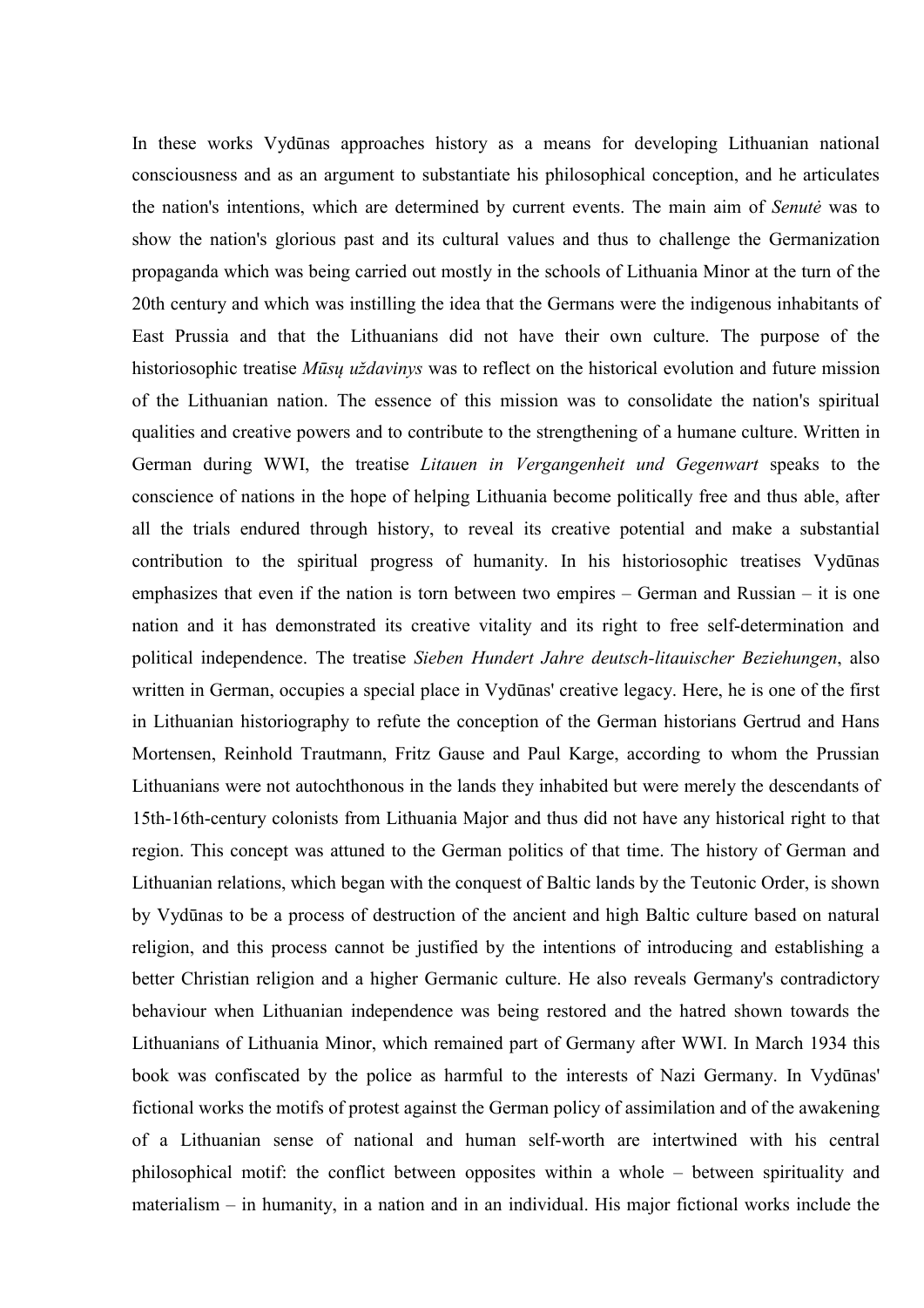In these works Vydūnas approaches history as a means for developing Lithuanian national consciousness and as an argument to substantiate his philosophical conception, and he articulates the nation's intentions, which are determined by current events. The main aim of *Senutė* was to show the nation's glorious past and its cultural values and thus to challenge the Germanization propaganda which was being carried out mostly in the schools of Lithuania Minor at the turn of the 20th century and which was instilling the idea that the Germans were the indigenous inhabitants of East Prussia and that the Lithuanians did not have their own culture. The purpose of the historiosophic treatise *Mūsų uždavinys* was to reflect on the historical evolution and future mission of the Lithuanian nation. The essence of this mission was to consolidate the nation's spiritual qualities and creative powers and to contribute to the strengthening of a humane culture. Written in German during WWI, the treatise *Litauen in Vergangenheit und Gegenwart* speaks to the conscience of nations in the hope of helping Lithuania become politically free and thus able, after all the trials endured through history, to reveal its creative potential and make a substantial contribution to the spiritual progress of humanity. In his historiosophic treatises Vydūnas emphasizes that even if the nation is torn between two empires – German and Russian – it is one nation and it has demonstrated its creative vitality and its right to free self-determination and political independence. The treatise *Sieben Hundert Jahre deutsch-litauischer Beziehungen*, also written in German, occupies a special place in Vydūnas' creative legacy. Here, he is one of the first in Lithuanian historiography to refute the conception of the German historians Gertrud and Hans Mortensen, Reinhold Trautmann, Fritz Gause and Paul Karge, according to whom the Prussian Lithuanians were not autochthonous in the lands they inhabited but were merely the descendants of 15th-16th-century colonists from Lithuania Major and thus did not have any historical right to that region. This concept was attuned to the German politics of that time. The history of German and Lithuanian relations, which began with the conquest of Baltic lands by the Teutonic Order, is shown by Vydūnas to be a process of destruction of the ancient and high Baltic culture based on natural religion, and this process cannot be justified by the intentions of introducing and establishing a better Christian religion and a higher Germanic culture. He also reveals Germany's contradictory behaviour when Lithuanian independence was being restored and the hatred shown towards the Lithuanians of Lithuania Minor, which remained part of Germany after WWI. In March 1934 this book was confiscated by the police as harmful to the interests of Nazi Germany. In Vydūnas' fictional works the motifs of protest against the German policy of assimilation and of the awakening of a Lithuanian sense of national and human self-worth are intertwined with his central philosophical motif: the conflict between opposites within a whole – between spirituality and materialism – in humanity, in a nation and in an individual. His major fictional works include the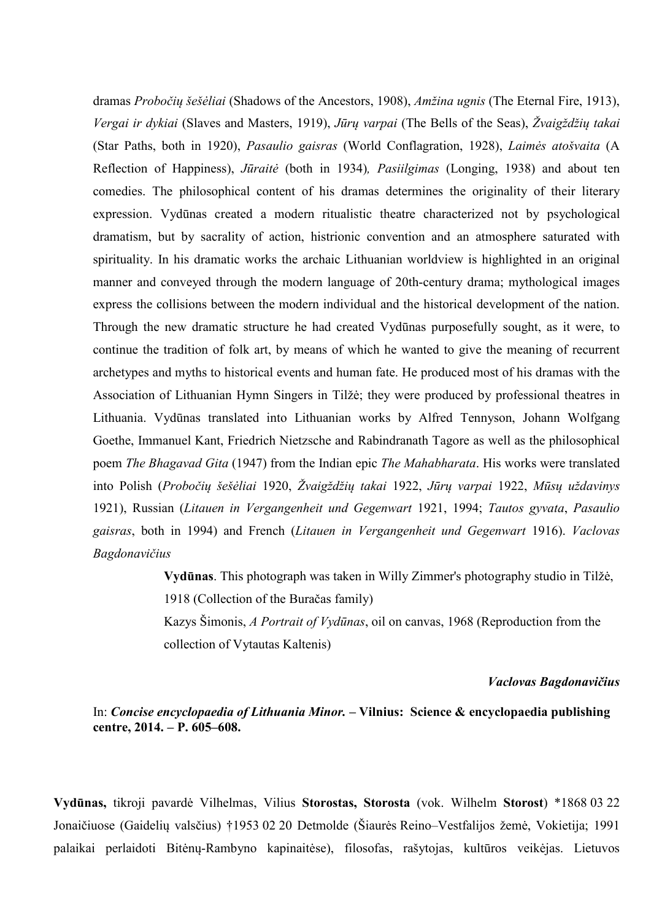dramas *Probočių šešėliai* (Shadows of the Ancestors, 1908), *Amžina ugnis* (The Eternal Fire, 1913), *Vergai ir dykiai* (Slaves and Masters, 1919), *Jūrų varpai* (The Bells of the Seas), *Žvaigždžių takai* (Star Paths, both in 1920), *Pasaulio gaisras* (World Conflagration, 1928), *Laimės atošvaita* (A Reflection of Happiness), *Jūraitė* (both in 1934), *Pasiilgimas* (Longing, 1938) and about ten comedies. The philosophical content of his dramas determines the originality of their literary expression. Vydūnas created a modern ritualistic theatre characterized not by psychological dramatism, but by sacrality of action, histrionic convention and an atmosphere saturated with spirituality. In his dramatic works the archaic Lithuanian worldview is highlighted in an original manner and conveyed through the modern language of 20th-century drama; mythological images express the collisions between the modern individual and the historical development of the nation. Through the new dramatic structure he had created Vydūnas purposefully sought, as it were, to continue the tradition of folk art, by means of which he wanted to give the meaning of recurrent archetypes and myths to historical events and human fate. He produced most of his dramas with the Association of Lithuanian Hymn Singers in Tilžė; they were produced by professional theatres in Lithuania. Vydūnas translated into Lithuanian works by Alfred Tennyson, Johann Wolfgang Goethe, Immanuel Kant, Friedrich Nietzsche and Rabindranath Tagore as well as the philosophical poem *The Bhagavad Gita* (1947) from the Indian epic *The Mahabharata*. His works were translated into Polish (*Probočių šešėliai* 1920, *Žvaigždžių takai* 1922, *Jūrų varpai* 1922, *Mūsų uždavinys* 1921), Russian (*Litauen in Vergangenheit und Gegenwart* 1921, 1994; *Tautos gyvata*, *Pasaulio gaisras*, both in 1994) and French (*Litauen in Vergangenheit und Gegenwart* 1916). *Vaclovas Bagdonavičius*

**Vydūnas**. This photograph was taken in Willy Zimmer's photography studio in Tilžė, 1918 (Collection of the Buračas family)

Kazys Šimonis, *A Portrait of Vydūnas*, oil on canvas, 1968 (Reproduction from the collection of Vytautas Kaltenis)

***Vaclovas Bagdonavičius***

In: ***Concise encyclopaedia of Lithuania Minor.*** **– Vilnius: Science & encyclopaedia publishing centre, 2014. – P. 605–608.**

**Vydūnas,** tikroji pavardė Vilhelmas, Vilius **Storostas, Storosta** (vok. Wilhelm **Storost**) *1868 03 22 Jonaičiuose (Gaidelių valsčius) †1953 02 20 Detmolde (Šiaurės Reino–Vestfalijos žemė, Vokietija; 1991 palaikai perlaidoti Bitėnų-Rambyno kapinaitėse), filosofas, rašytojas, kultūros veikėjas. Lietuvos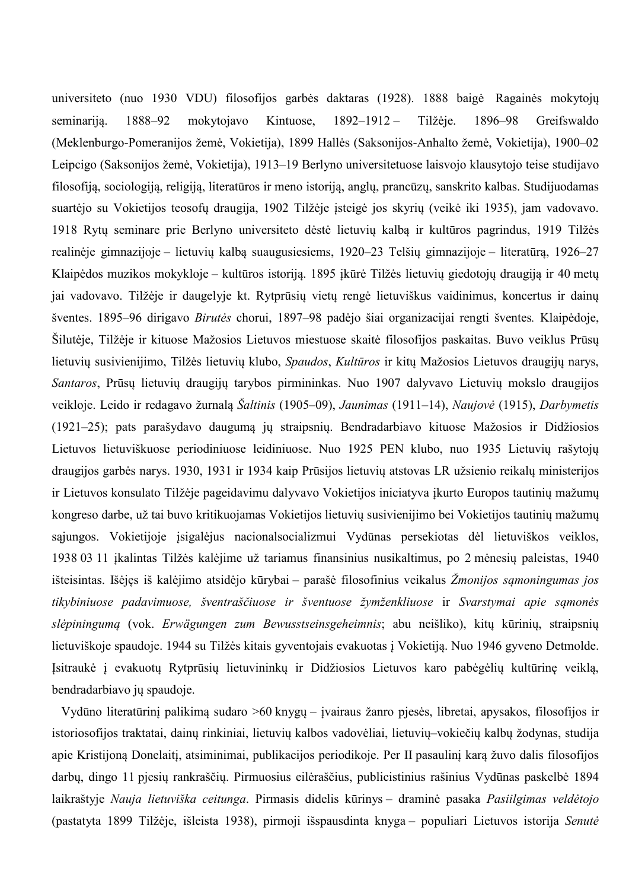universiteto (nuo 1930 VDU) filosofijos garbės daktaras (1928). 1888 baigė Ragainės mokytojų seminariją. 1888–92 mokytojavo Kintuose, 1892–1912 – Tilžėje. 1896–98 Greifswaldo (Meklenburgo-Pomeranijos žemė, Vokietija), 1899 Hallės (Saksonijos-Anhalto žemė, Vokietija), 1900–02 Leipcigo (Saksonijos žemė, Vokietija), 1913–19 Berlyno universitetuose laisvojo klausytojo teise studijavo filosofiją, sociologiją, religiją, literatūros ir meno istoriją, anglų, prancūzų, sanskrito kalbas. Studijuodamas suartėjo su Vokietijos teosofų draugija, 1902 Tilžėje įsteigė jos skyrių (veikė iki 1935), jam vadovavo. 1918 Rytų seminare prie Berlyno universiteto dėstė lietuvių kalbą ir kultūros pagrindus, 1919 Tilžės realinėje gimnazijoje – lietuvių kalbą suaugusiesiems, 1920–23 Telšių gimnazijoje – literatūrą, 1926–27 Klaipėdos muzikos mokykloje – kultūros istoriją. 1895 įkūrė Tilžės lietuvių giedotojų draugiją ir 40 metų jai vadovavo. Tilžėje ir daugelyje kt. Rytprūsių vietų rengė lietuviškus vaidinimus, koncertus ir dainų šventes. 1895–96 dirigavo *Birutės* chorui, 1897–98 padėjo šiai organizacijai rengti šventes. Klaipėdoje, Šilutėje, Tilžėje ir kituose Mažosios Lietuvos miestuose skaitė filosofijos paskaitas. Buvo veiklus Prūsų lietuvių susivienijimo, Tilžės lietuvių klubo, *Spaudos*, *Kultūros* ir kitų Mažosios Lietuvos draugijų narys, *Santaros*, Prūsų lietuvių draugijų tarybos pirmininkas. Nuo 1907 dalyvavo Lietuvių mokslo draugijos veikloje. Leido ir redagavo žurnalą *Šaltinis* (1905–09), *Jaunimas* (1911–14), *Naujovė* (1915), *Darbymetis* (1921–25); pats parašydavo daugumą jų straipsnių. Bendradarbiavo kituose Mažosios ir Didžiosios Lietuvos lietuviškuose periodiniuose leidiniuose. Nuo 1925 PEN klubo, nuo 1935 Lietuvių rašytojų draugijos garbės narys. 1930, 1931 ir 1934 kaip Prūsijos lietuvių atstovas LR užsienio reikalų ministerijos ir Lietuvos konsulato Tilžėje pageidavimu dalyvavo Vokietijos iniciatyva įkurto Europos tautinių mažumų kongreso darbe, už tai buvo kritikuojamas Vokietijos lietuvių susivienijimo bei Vokietijos tautinių mažumų sąjungos. Vokietijoje įsigalėjus nacionalsocializmui Vydūnas persekiotas dėl lietuviškos veiklos, 1938 03 11 įkalintas Tilžės kalėjime už tariamus finansinius nusikaltimus, po 2 mėnesių paleistas, 1940 išteisintas. Išėjęs iš kalėjimo atsidėjo kūrybai – parašė filosofinius veikalus *Žmonijos sąmoningumas jos tikybiniuose padavimuose, šventraščiuose ir šventuose žymženkliuose* ir *Svarstymai apie sąmonės slėpiningumą* (vok. *Erwägungen zum Bewusstseinsgeheimnis*; abu neišliko), kitų kūrinių, straipsnių lietuviškoje spaudoje. 1944 su Tilžės kitais gyventojais evakuotas į Vokietiją. Nuo 1946 gyveno Detmolde. Įsitraukė į evakuotų Rytprūsių lietuvininkų ir Didžiosios Lietuvos karo pabėgėlių kultūrinę veiklą, bendradarbiavo jų spaudoje.

Vydūno literatūrinį palikimą sudaro >60 knygų – įvairaus žanro pjesės, libretai, apysakos, filosofijos ir istoriosofijos traktatai, dainų rinkiniai, lietuvių kalbos vadovėliai, lietuvių–vokiečių kalbų žodynas, studija apie Kristijoną Donelaitį, atsiminimai, publikacijos periodikoje. Per II pasaulinį karą žuvo dalis filosofijos darbų, dingo 11 pjesių rankraščių. Pirmuosius eilėraščius, publicistinius rašinius Vydūnas paskelbė 1894 laikraštyje *Nauja lietuviška ceitunga*. Pirmasis didelis kūrinys – draminė pasaka *Pasiilgimas veldėtojo* (pastatyta 1899 Tilžėje, išleista 1938), pirmoji išspausdinta knyga – populiari Lietuvos istorija *Senutė*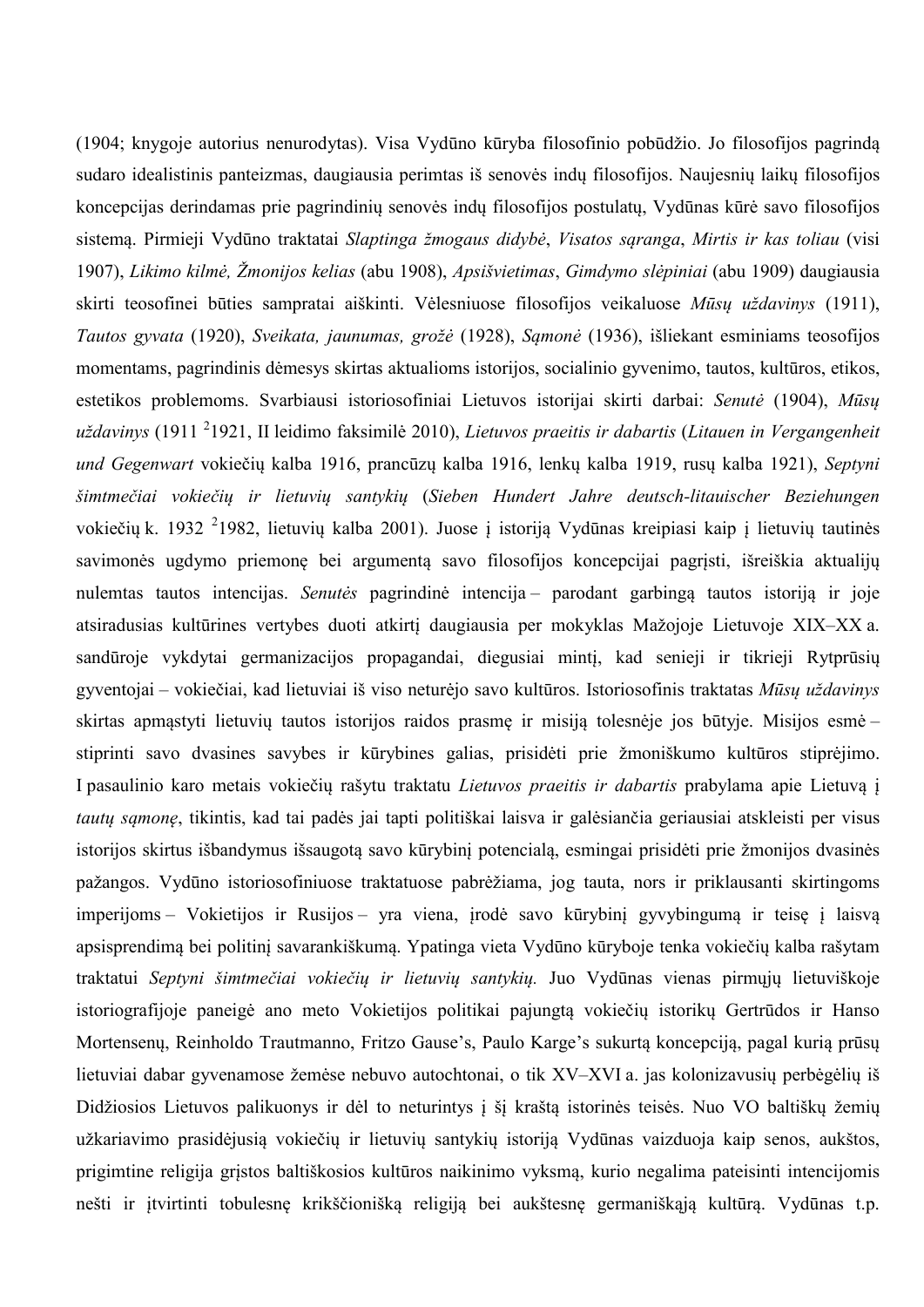(1904; knygoje autorius nenurodytas). Visa Vydūno kūryba filosofinio pobūdžio. Jo filosofijos pagrindą sudaro idealistinis panteizmas, daugiausia perimtas iš senovės indų filosofijos. Naujesnių laikų filosofijos koncepcijas derindamas prie pagrindinių senovės indų filosofijos postulatų, Vydūnas kūrė savo filosofijos sistemą. Pirmieji Vydūno traktatai *Slaptinga žmogaus didybė*, *Visatos sąranga*, *Mirtis ir kas toliau* (visi 1907), *Likimo kilmė, Žmonijos kelias* (abu 1908), *Apsišvietimas*, *Gimdymo slėpiniai* (abu 1909) daugiausia skirti teosofinei būties sampratai aiškinti. Vėlesniuose filosofijos veikaluose *Mūsų uždavinys* (1911), *Tautos gyvata* (1920), *Sveikata, jaunumas, grožė* (1928), *Sąmonė* (1936), išliekant esminiams teosofijos momentams, pagrindinis dėmesys skirtas aktualioms istorijos, socialinio gyvenimo, tautos, kultūros, etikos, estetikos problemoms. Svarbiausi istoriosofiniai Lietuvos istorijai skirti darbai: *Senutė* (1904), *Mūsų uždavinys* (1911 $^{2}$1921, II leidimo faksimilė 2010), *Lietuvos praeitis ir dabartis* (*Litauen in Vergangenheit und Gegenwart* vokiečių kalba 1916, prancūzų kalba 1916, lenkų kalba 1919, rusų kalba 1921), *Septyni šimtmečiai vokiečių ir lietuvių santykių* (*Sieben Hundert Jahre deutsch-litauischer Beziehungen* vokiečių k. 1932 $^{2}$1982, lietuvių kalba 2001). Juose į istoriją Vydūnas kreipiasi kaip į lietuvių tautinės savimonės ugdymo priemonę bei argumentą savo filosofijos koncepcijai pagrįsti, išreiškia aktualijų nulemtas tautos intencijas. *Senutės* pagrindinė intencija – parodant garbingą tautos istoriją ir joje atsiradusias kultūrines vertybes duoti atkirtį daugiausia per mokyklas Mažojoje Lietuvoje XIX–XX a. sandūroje vykdytai germanizacijos propagandai, diegusiai mintį, kad senieji ir tikrieji Rytprūsių gyventojai – vokiečiai, kad lietuviai iš viso neturėjo savo kultūros. Istoriosofinis traktatas *Mūsų uždavinys* skirtas apmąstyti lietuvių tautos istorijos raidos prasmę ir misiją tolesnėje jos būtyje. Misijos esmė – stiprinti savo dvasines savybes ir kūrybines galias, prisidėti prie žmoniškumo kultūros stiprėjimo. I pasaulinio karo metais vokiečių rašytu traktatu *Lietuvos praeitis ir dabartis* prabylama apie Lietuvą į *tautų sąmonę*, tikintis, kad tai padės jai tapti politiškai laisva ir galėsiančia geriausiai atskleisti per visus istorijos skirtus išbandymus išsaugotą savo kūrybinį potencialą, esmingai prisidėti prie žmonijos dvasinės pažangos. Vydūno istoriosofiniuose traktatuose pabrėžiama, jog tauta, nors ir priklausanti skirtingoms imperijoms – Vokietijos ir Rusijos – yra viena, įrodė savo kūrybinį gyvybingumą ir teisę į laisvą apsisprendimą bei politinį savarankiškumą. Ypatinga vieta Vydūno kūryboje tenka vokiečių kalba rašytam traktatui *Septyni šimtmečiai vokiečių ir lietuvių santykių.* Juo Vydūnas vienas pirmųjų lietuviškoje istoriografijoje paneigė ano meto Vokietijos politikai pajungtą vokiečių istorikų Gertrūdos ir Hanso Mortensenų, Reinholdo Trautmanno, Fritzo Gause's, Paulo Karge's sukurtą koncepciją, pagal kurią prūsų lietuviai dabar gyvenamose žemėse nebuvo autochtonai, o tik XV–XVI a. jas kolonizavusių perbėgėlių iš Didžiosios Lietuvos palikuonys ir dėl to neturintys į šį kraštą istorinės teisės. Nuo VO baltiškų žemių užkariavimo prasidėjusią vokiečių ir lietuvių santykių istoriją Vydūnas vaizduoja kaip senos, aukštos, prigimtine religija grįstos baltiškosios kultūros naikinimo vyksmą, kurio negalima pateisinti intencijomis nešti ir įtvirtinti tobulesnę krikščionišką religiją bei aukštesnę germaniškąją kultūrą. Vydūnas t.p.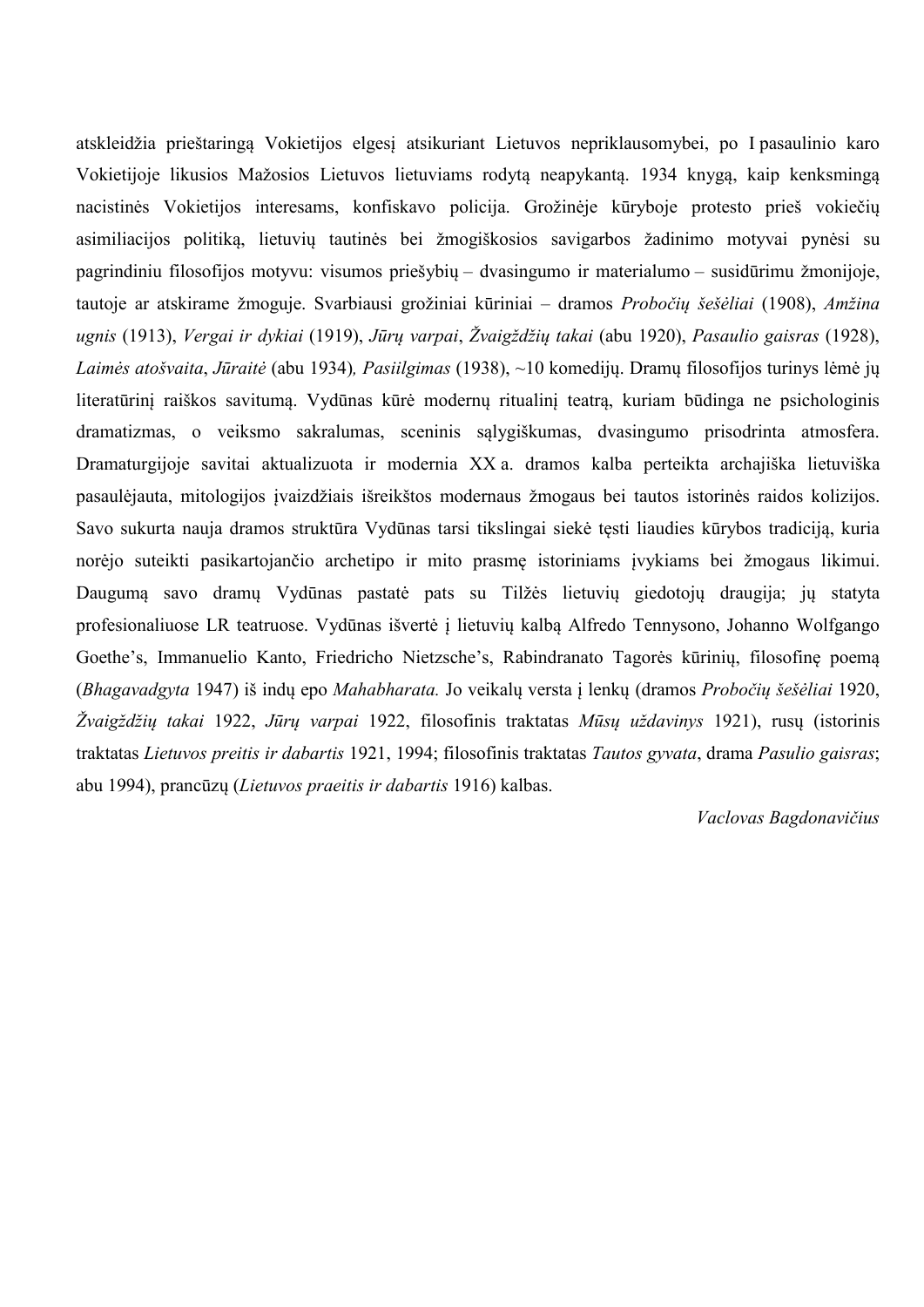atskleidžia prieštaringą Vokietijos elgesį atsikuriant Lietuvos nepriklausomybei, po I pasaulinio karo Vokietijoje likusios Mažosios Lietuvos lietuviams rodytą neapykantą. 1934 knygą, kaip kenksmingą nacistinės Vokietijos interesams, konfiskavo policija. Grožinėje kūryboje protesto prieš vokiečių asimiliacijos politiką, lietuvių tautinės bei žmogiškosios savigarbos žadinimo motyvai pynėsi su pagrindiniu filosofijos motyvu: visumos priešybių – dvasingumo ir materialumo – susidūrimu žmonijoje, tautoje ar atskirame žmoguje. Svarbiausi grožiniai kūriniai – dramos *Probočių šešėliai* (1908), *Amžina ugnis* (1913), *Vergai ir dykiai* (1919), *Jūrų varpai*, *Žvaigždžių takai* (abu 1920), *Pasaulio gaisras* (1928), *Laimės atošvaita*, *Jūraitė* (abu 1934), *Pasiilgimas* (1938), ~10 komedijų. Dramų filosofijos turinys lėmė jų literatūrinį raiškos savitumą. Vydūnas kūrė modernų ritualinį teatrą, kuriam būdinga ne psichologinis dramatizmas, o veiksmo sakralumas, sceninis sąlygiškumas, dvasingumo prisodrinta atmosfera. Dramaturgijoje savitai aktualizuota ir modernia XX a. dramos kalba perteikta archajiška lietuviška pasaulėjauta, mitologijos įvaizdžiais išreikštos modernaus žmogaus bei tautos istorinės raidos kolizijos. Savo sukurta nauja dramos struktūra Vydūnas tarsi tikslingai siekė tęsti liaudies kūrybos tradiciją, kuria norėjo suteikti pasikartojančio archetipo ir mito prasmę istoriniams įvykiams bei žmogaus likimui. Daugumą savo dramų Vydūnas pastatė pats su Tilžės lietuvių giedotojų draugija; jų statyta profesionaliuose LR teatruose. Vydūnas išvertė į lietuvių kalbą Alfredo Tennysono, Johanno Wolfgango Goethe's, Immanuelio Kanto, Friedricho Nietzsche's, Rabindranato Tagorės kūrinių, filosofinę poemą (*Bhagavadgyta* 1947) iš indų epo *Mahabharata.* Jo veikalų versta į lenkų (dramos *Probočių šešėliai* 1920, *Žvaigždžių takai* 1922, *Jūrų varpai* 1922, filosofinis traktatas *Mūsų uždavinys* 1921), rusų (istorinis traktatas *Lietuvos preitis ir dabartis* 1921, 1994; filosofinis traktatas *Tautos gyvata*, drama *Pasulio gaisras*; abu 1994), prancūzų (*Lietuvos praeitis ir dabartis* 1916) kalbas.

*Vaclovas Bagdonavičius*